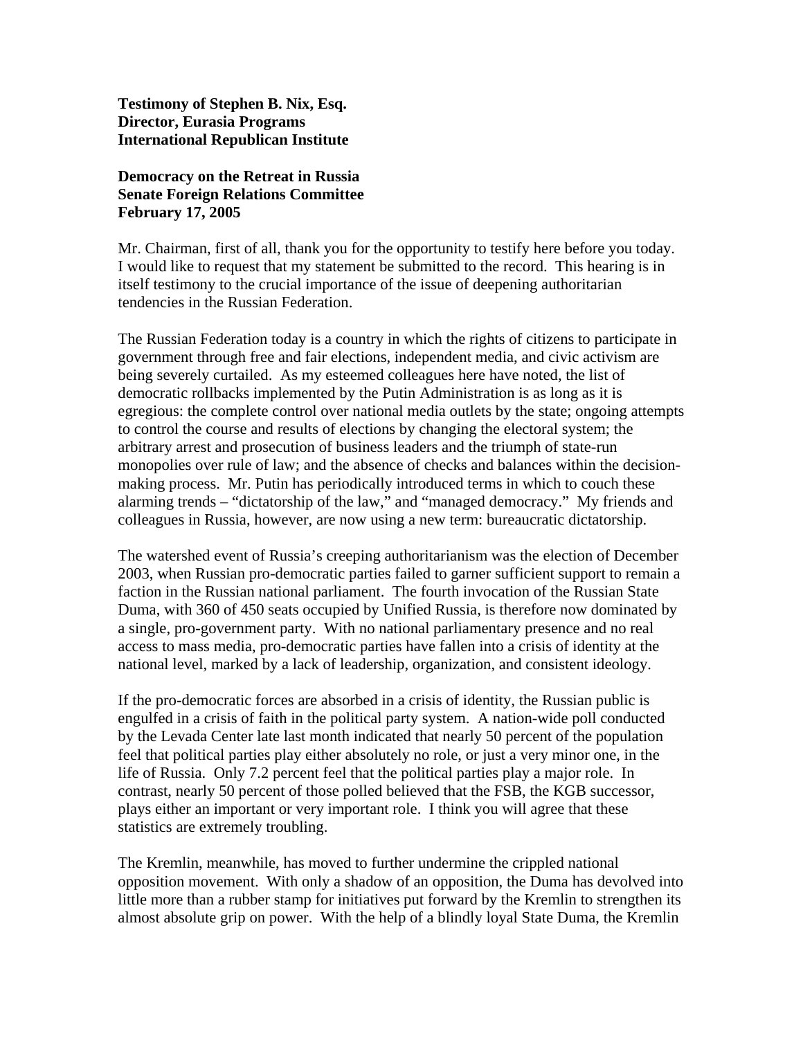**Testimony of Stephen B. Nix, Esq.**
**Director, Eurasia Programs**
**International Republican Institute**

**Democracy on the Retreat in Russia**
**Senate Foreign Relations Committee**
**February 17, 2005**

Mr. Chairman, first of all, thank you for the opportunity to testify here before you today. I would like to request that my statement be submitted to the record. This hearing is in itself testimony to the crucial importance of the issue of deepening authoritarian tendencies in the Russian Federation.

The Russian Federation today is a country in which the rights of citizens to participate in government through free and fair elections, independent media, and civic activism are being severely curtailed. As my esteemed colleagues here have noted, the list of democratic rollbacks implemented by the Putin Administration is as long as it is egregious: the complete control over national media outlets by the state; ongoing attempts to control the course and results of elections by changing the electoral system; the arbitrary arrest and prosecution of business leaders and the triumph of state-run monopolies over rule of law; and the absence of checks and balances within the decision-making process. Mr. Putin has periodically introduced terms in which to couch these alarming trends – "dictatorship of the law," and "managed democracy." My friends and colleagues in Russia, however, are now using a new term: bureaucratic dictatorship.

The watershed event of Russia's creeping authoritarianism was the election of December 2003, when Russian pro-democratic parties failed to garner sufficient support to remain a faction in the Russian national parliament. The fourth invocation of the Russian State Duma, with 360 of 450 seats occupied by Unified Russia, is therefore now dominated by a single, pro-government party. With no national parliamentary presence and no real access to mass media, pro-democratic parties have fallen into a crisis of identity at the national level, marked by a lack of leadership, organization, and consistent ideology.

If the pro-democratic forces are absorbed in a crisis of identity, the Russian public is engulfed in a crisis of faith in the political party system. A nation-wide poll conducted by the Levada Center late last month indicated that nearly 50 percent of the population feel that political parties play either absolutely no role, or just a very minor one, in the life of Russia. Only 7.2 percent feel that the political parties play a major role. In contrast, nearly 50 percent of those polled believed that the FSB, the KGB successor, plays either an important or very important role. I think you will agree that these statistics are extremely troubling.

The Kremlin, meanwhile, has moved to further undermine the crippled national opposition movement. With only a shadow of an opposition, the Duma has devolved into little more than a rubber stamp for initiatives put forward by the Kremlin to strengthen its almost absolute grip on power. With the help of a blindly loyal State Duma, the Kremlin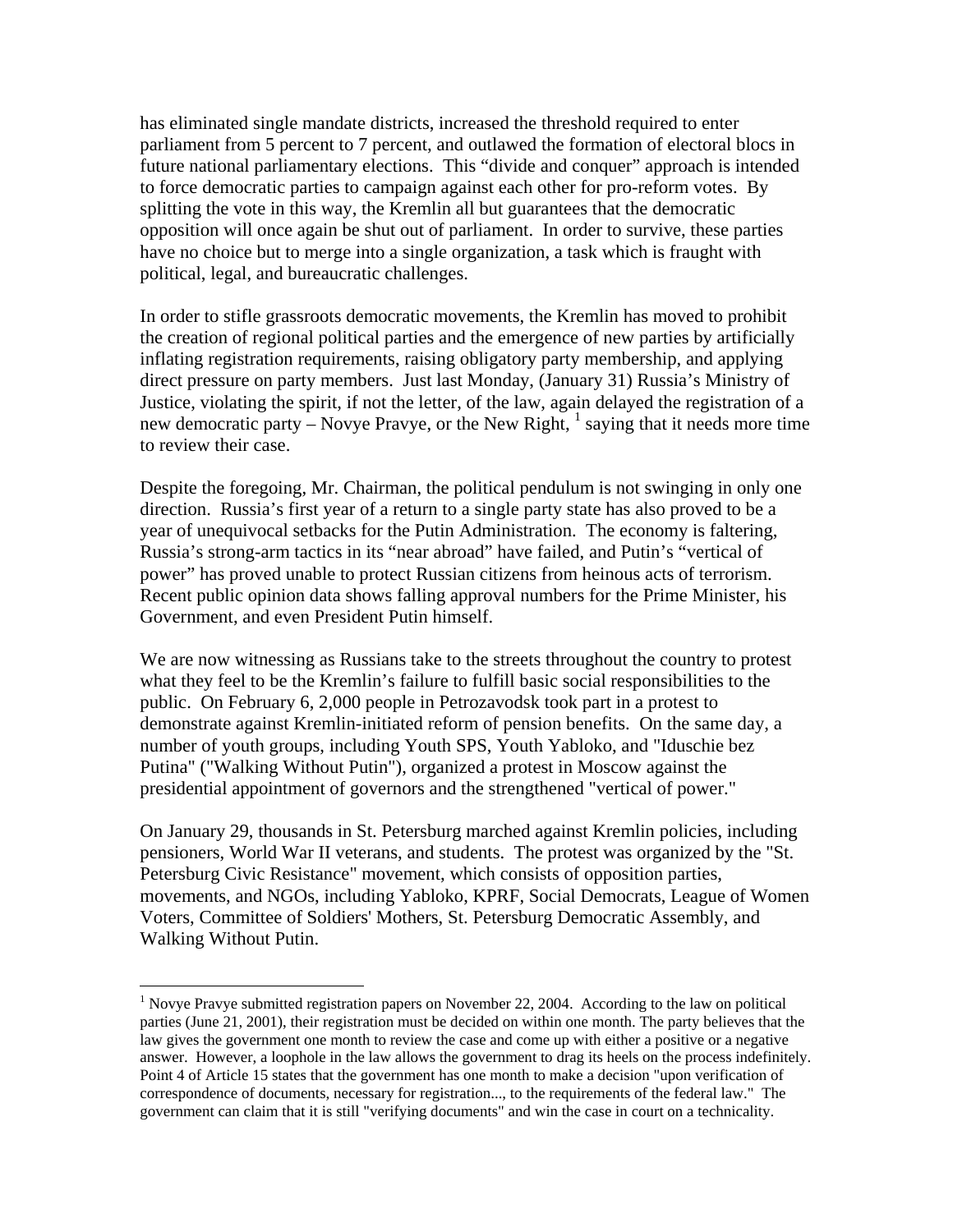has eliminated single mandate districts, increased the threshold required to enter parliament from 5 percent to 7 percent, and outlawed the formation of electoral blocs in future national parliamentary elections. This "divide and conquer" approach is intended to force democratic parties to campaign against each other for pro-reform votes. By splitting the vote in this way, the Kremlin all but guarantees that the democratic opposition will once again be shut out of parliament. In order to survive, these parties have no choice but to merge into a single organization, a task which is fraught with political, legal, and bureaucratic challenges.

In order to stifle grassroots democratic movements, the Kremlin has moved to prohibit the creation of regional political parties and the emergence of new parties by artificially inflating registration requirements, raising obligatory party membership, and applying direct pressure on party members. Just last Monday, (January 31) Russia's Ministry of Justice, violating the spirit, if not the letter, of the law, again delayed the registration of a new democratic party – Novye Pravye, or the New Right, [1] saying that it needs more time to review their case.

Despite the foregoing, Mr. Chairman, the political pendulum is not swinging in only one direction. Russia's first year of a return to a single party state has also proved to be a year of unequivocal setbacks for the Putin Administration. The economy is faltering, Russia's strong-arm tactics in its "near abroad" have failed, and Putin's "vertical of power" has proved unable to protect Russian citizens from heinous acts of terrorism. Recent public opinion data shows falling approval numbers for the Prime Minister, his Government, and even President Putin himself.

We are now witnessing as Russians take to the streets throughout the country to protest what they feel to be the Kremlin's failure to fulfill basic social responsibilities to the public. On February 6, 2,000 people in Petrozavodsk took part in a protest to demonstrate against Kremlin-initiated reform of pension benefits. On the same day, a number of youth groups, including Youth SPS, Youth Yabloko, and "Iduschie bez Putina" ("Walking Without Putin"), organized a protest in Moscow against the presidential appointment of governors and the strengthened "vertical of power."

On January 29, thousands in St. Petersburg marched against Kremlin policies, including pensioners, World War II veterans, and students. The protest was organized by the "St. Petersburg Civic Resistance" movement, which consists of opposition parties, movements, and NGOs, including Yabloko, KPRF, Social Democrats, League of Women Voters, Committee of Soldiers' Mothers, St. Petersburg Democratic Assembly, and Walking Without Putin.

---

[1] Novye Pravye submitted registration papers on November 22, 2004. According to the law on political parties (June 21, 2001), their registration must be decided on within one month. The party believes that the law gives the government one month to review the case and come up with either a positive or a negative answer. However, a loophole in the law allows the government to drag its heels on the process indefinitely. Point 4 of Article 15 states that the government has one month to make a decision "upon verification of correspondence of documents, necessary for registration..., to the requirements of the federal law." The government can claim that it is still "verifying documents" and win the case in court on a technicality.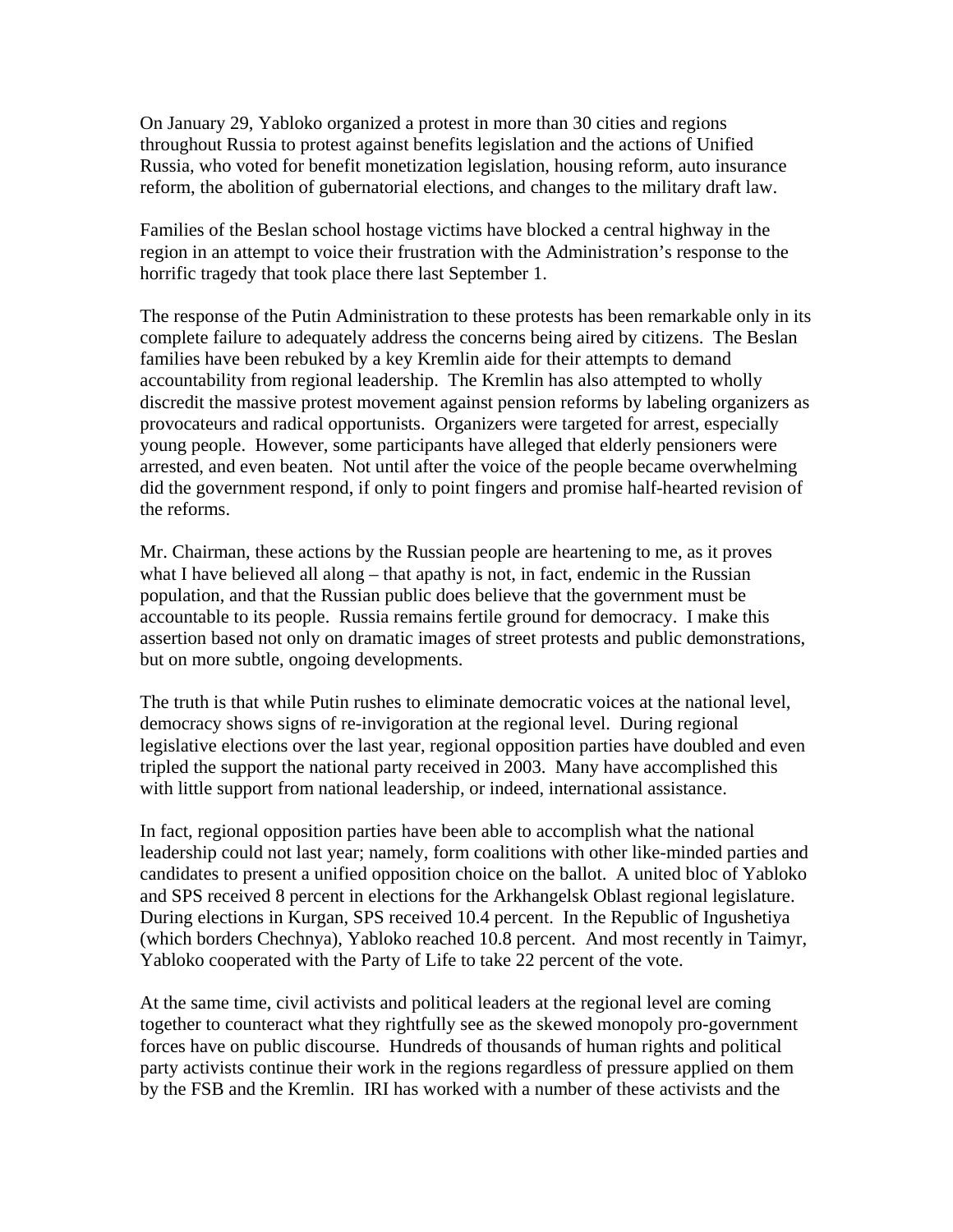On January 29, Yabloko organized a protest in more than 30 cities and regions throughout Russia to protest against benefits legislation and the actions of Unified Russia, who voted for benefit monetization legislation, housing reform, auto insurance reform, the abolition of gubernatorial elections, and changes to the military draft law.

Families of the Beslan school hostage victims have blocked a central highway in the region in an attempt to voice their frustration with the Administration's response to the horrific tragedy that took place there last September 1.

The response of the Putin Administration to these protests has been remarkable only in its complete failure to adequately address the concerns being aired by citizens. The Beslan families have been rebuked by a key Kremlin aide for their attempts to demand accountability from regional leadership. The Kremlin has also attempted to wholly discredit the massive protest movement against pension reforms by labeling organizers as provocateurs and radical opportunists. Organizers were targeted for arrest, especially young people. However, some participants have alleged that elderly pensioners were arrested, and even beaten. Not until after the voice of the people became overwhelming did the government respond, if only to point fingers and promise half-hearted revision of the reforms.

Mr. Chairman, these actions by the Russian people are heartening to me, as it proves what I have believed all along – that apathy is not, in fact, endemic in the Russian population, and that the Russian public does believe that the government must be accountable to its people. Russia remains fertile ground for democracy. I make this assertion based not only on dramatic images of street protests and public demonstrations, but on more subtle, ongoing developments.

The truth is that while Putin rushes to eliminate democratic voices at the national level, democracy shows signs of re-invigoration at the regional level. During regional legislative elections over the last year, regional opposition parties have doubled and even tripled the support the national party received in 2003. Many have accomplished this with little support from national leadership, or indeed, international assistance.

In fact, regional opposition parties have been able to accomplish what the national leadership could not last year; namely, form coalitions with other like-minded parties and candidates to present a unified opposition choice on the ballot. A united bloc of Yabloko and SPS received 8 percent in elections for the Arkhangelsk Oblast regional legislature. During elections in Kurgan, SPS received 10.4 percent. In the Republic of Ingushetiya (which borders Chechnya), Yabloko reached 10.8 percent. And most recently in Taimyr, Yabloko cooperated with the Party of Life to take 22 percent of the vote.

At the same time, civil activists and political leaders at the regional level are coming together to counteract what they rightfully see as the skewed monopoly pro-government forces have on public discourse. Hundreds of thousands of human rights and political party activists continue their work in the regions regardless of pressure applied on them by the FSB and the Kremlin. IRI has worked with a number of these activists and the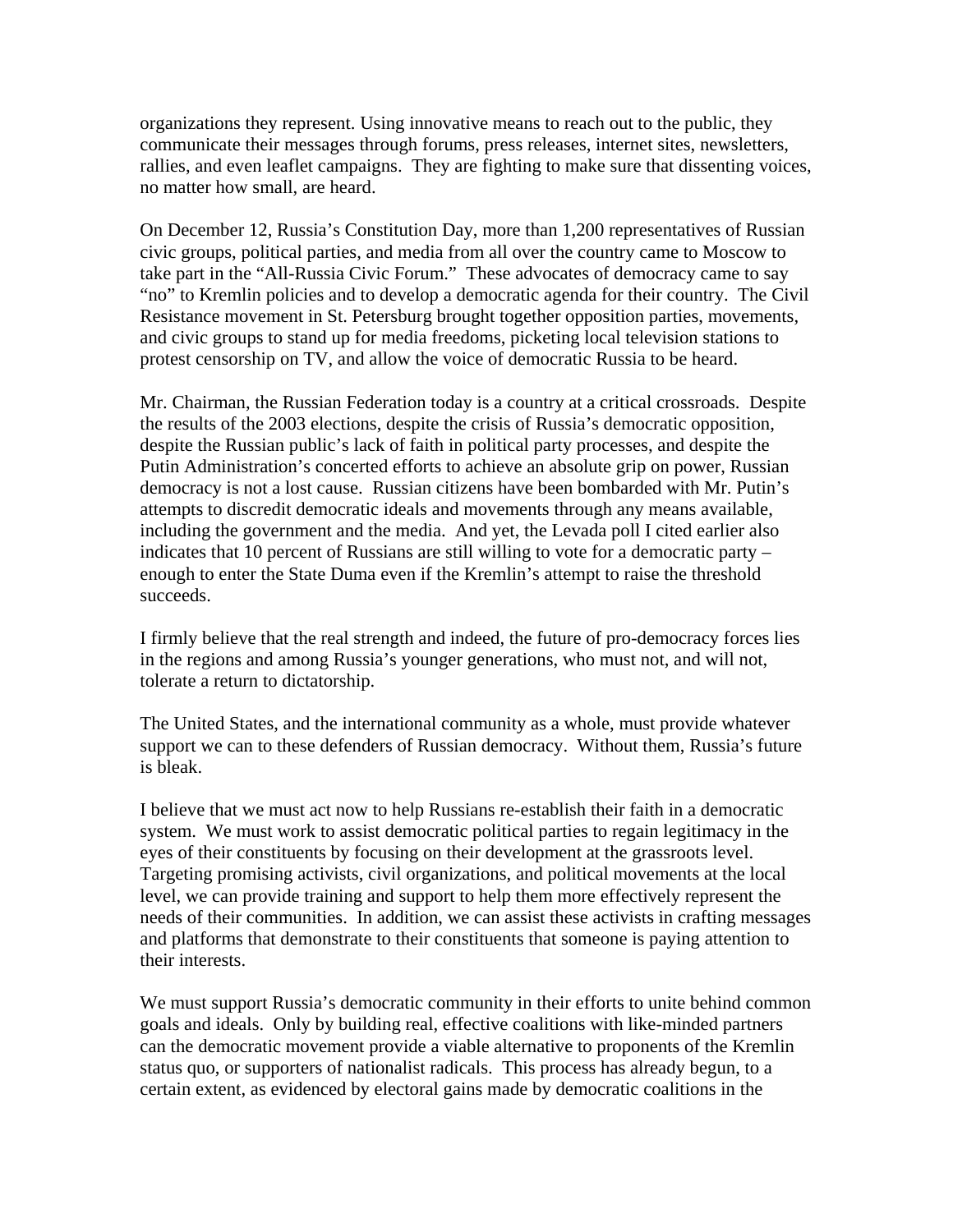organizations they represent. Using innovative means to reach out to the public, they communicate their messages through forums, press releases, internet sites, newsletters, rallies, and even leaflet campaigns. They are fighting to make sure that dissenting voices, no matter how small, are heard.

On December 12, Russia's Constitution Day, more than 1,200 representatives of Russian civic groups, political parties, and media from all over the country came to Moscow to take part in the "All-Russia Civic Forum." These advocates of democracy came to say "no" to Kremlin policies and to develop a democratic agenda for their country. The Civil Resistance movement in St. Petersburg brought together opposition parties, movements, and civic groups to stand up for media freedoms, picketing local television stations to protest censorship on TV, and allow the voice of democratic Russia to be heard.

Mr. Chairman, the Russian Federation today is a country at a critical crossroads. Despite the results of the 2003 elections, despite the crisis of Russia's democratic opposition, despite the Russian public's lack of faith in political party processes, and despite the Putin Administration's concerted efforts to achieve an absolute grip on power, Russian democracy is not a lost cause. Russian citizens have been bombarded with Mr. Putin's attempts to discredit democratic ideals and movements through any means available, including the government and the media. And yet, the Levada poll I cited earlier also indicates that 10 percent of Russians are still willing to vote for a democratic party – enough to enter the State Duma even if the Kremlin's attempt to raise the threshold succeeds.

I firmly believe that the real strength and indeed, the future of pro-democracy forces lies in the regions and among Russia's younger generations, who must not, and will not, tolerate a return to dictatorship.

The United States, and the international community as a whole, must provide whatever support we can to these defenders of Russian democracy. Without them, Russia's future is bleak.

I believe that we must act now to help Russians re-establish their faith in a democratic system. We must work to assist democratic political parties to regain legitimacy in the eyes of their constituents by focusing on their development at the grassroots level. Targeting promising activists, civil organizations, and political movements at the local level, we can provide training and support to help them more effectively represent the needs of their communities. In addition, we can assist these activists in crafting messages and platforms that demonstrate to their constituents that someone is paying attention to their interests.

We must support Russia's democratic community in their efforts to unite behind common goals and ideals. Only by building real, effective coalitions with like-minded partners can the democratic movement provide a viable alternative to proponents of the Kremlin status quo, or supporters of nationalist radicals. This process has already begun, to a certain extent, as evidenced by electoral gains made by democratic coalitions in the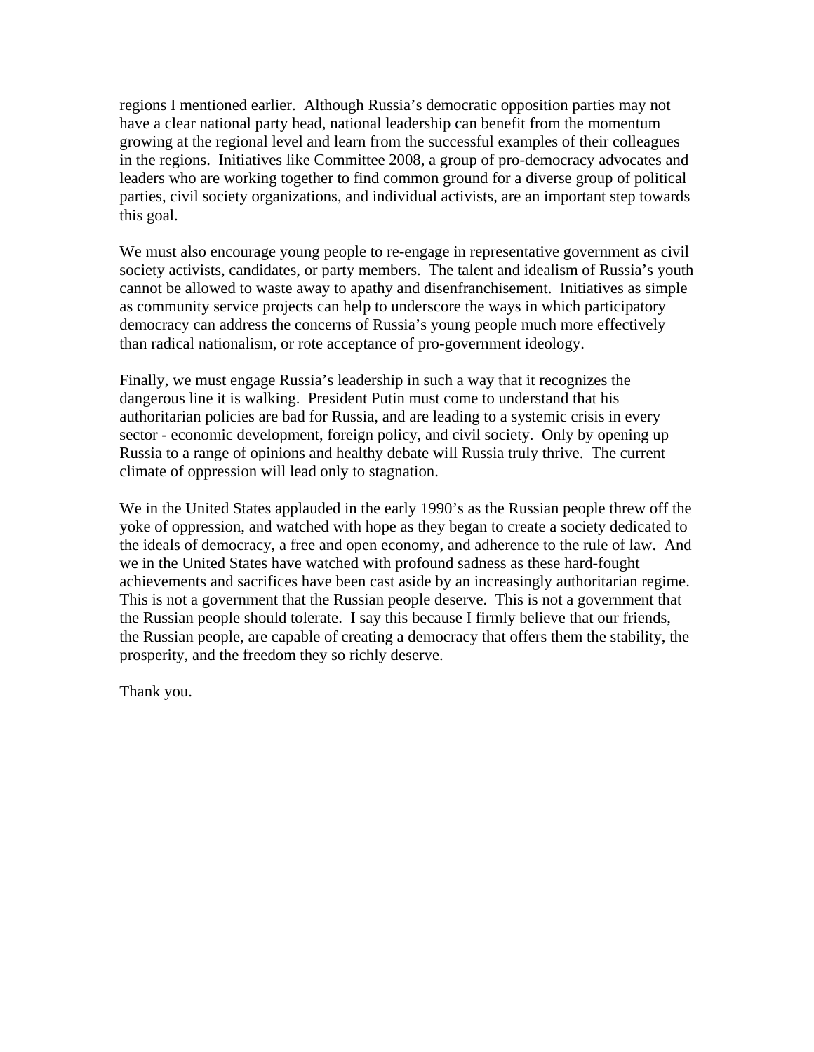regions I mentioned earlier. Although Russia's democratic opposition parties may not have a clear national party head, national leadership can benefit from the momentum growing at the regional level and learn from the successful examples of their colleagues in the regions. Initiatives like Committee 2008, a group of pro-democracy advocates and leaders who are working together to find common ground for a diverse group of political parties, civil society organizations, and individual activists, are an important step towards this goal.

We must also encourage young people to re-engage in representative government as civil society activists, candidates, or party members. The talent and idealism of Russia's youth cannot be allowed to waste away to apathy and disenfranchisement. Initiatives as simple as community service projects can help to underscore the ways in which participatory democracy can address the concerns of Russia's young people much more effectively than radical nationalism, or rote acceptance of pro-government ideology.

Finally, we must engage Russia's leadership in such a way that it recognizes the dangerous line it is walking. President Putin must come to understand that his authoritarian policies are bad for Russia, and are leading to a systemic crisis in every sector - economic development, foreign policy, and civil society. Only by opening up Russia to a range of opinions and healthy debate will Russia truly thrive. The current climate of oppression will lead only to stagnation.

We in the United States applauded in the early 1990's as the Russian people threw off the yoke of oppression, and watched with hope as they began to create a society dedicated to the ideals of democracy, a free and open economy, and adherence to the rule of law. And we in the United States have watched with profound sadness as these hard-fought achievements and sacrifices have been cast aside by an increasingly authoritarian regime. This is not a government that the Russian people deserve. This is not a government that the Russian people should tolerate. I say this because I firmly believe that our friends, the Russian people, are capable of creating a democracy that offers them the stability, the prosperity, and the freedom they so richly deserve.

Thank you.